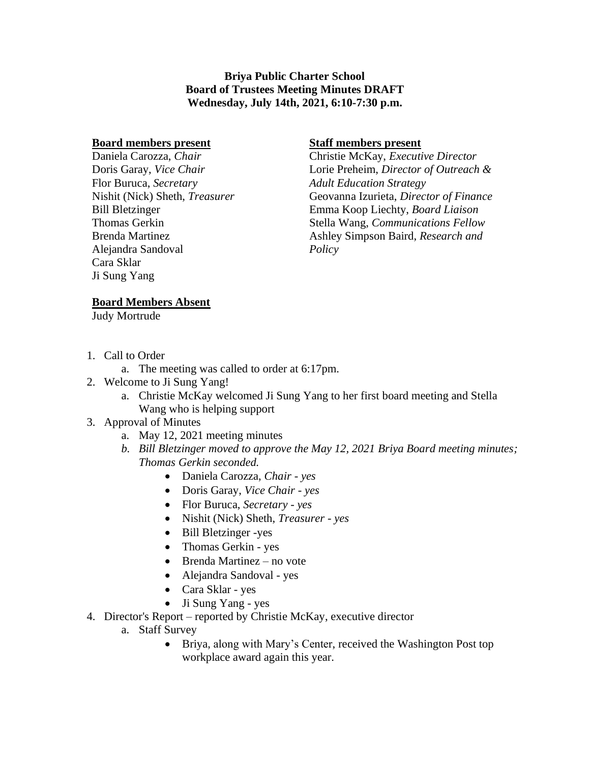**Briya Public Charter School**
**Board of Trustees Meeting Minutes DRAFT**
**Wednesday, July 14th, 2021, 6:10-7:30 p.m.**

**Board members present**

Daniela Carozza, *Chair*
Doris Garay, *Vice Chair*
Flor Buruca, *Secretary*
Nishit (Nick) Sheth, *Treasurer*
Bill Bletzinger
Thomas Gerkin
Brenda Martinez
Alejandra Sandoval
Cara Sklar
Ji Sung Yang

**Staff members present**

Christie McKay, *Executive Director*
Lorie Preheim, *Director of Outreach & Adult Education Strategy*
Geovanna Izurieta, *Director of Finance*
Emma Koop Liechty, *Board Liaison*
Stella Wang, *Communications Fellow*
Ashley Simpson Baird, *Research and Policy*

**Board Members Absent**

Judy Mortrude

1. Call to Order
   a. The meeting was called to order at 6:17pm.
2. Welcome to Ji Sung Yang!
   a. Christie McKay welcomed Ji Sung Yang to her first board meeting and Stella Wang who is helping support
3. Approval of Minutes
   a. May 12, 2021 meeting minutes
   b. *Bill Bletzinger moved to approve the May 12, 2021 Briya Board meeting minutes; Thomas Gerkin seconded.*
      - Daniela Carozza, *Chair - yes*
      - Doris Garay, *Vice Chair - yes*
      - Flor Buruca, *Secretary - yes*
      - Nishit (Nick) Sheth, *Treasurer - yes*
      - Bill Bletzinger -yes
      - Thomas Gerkin - yes
      - Brenda Martinez – no vote
      - Alejandra Sandoval - yes
      - Cara Sklar - yes
      - Ji Sung Yang - yes
4. Director's Report – reported by Christie McKay, executive director
   a. Staff Survey
      - Briya, along with Mary's Center, received the Washington Post top workplace award again this year.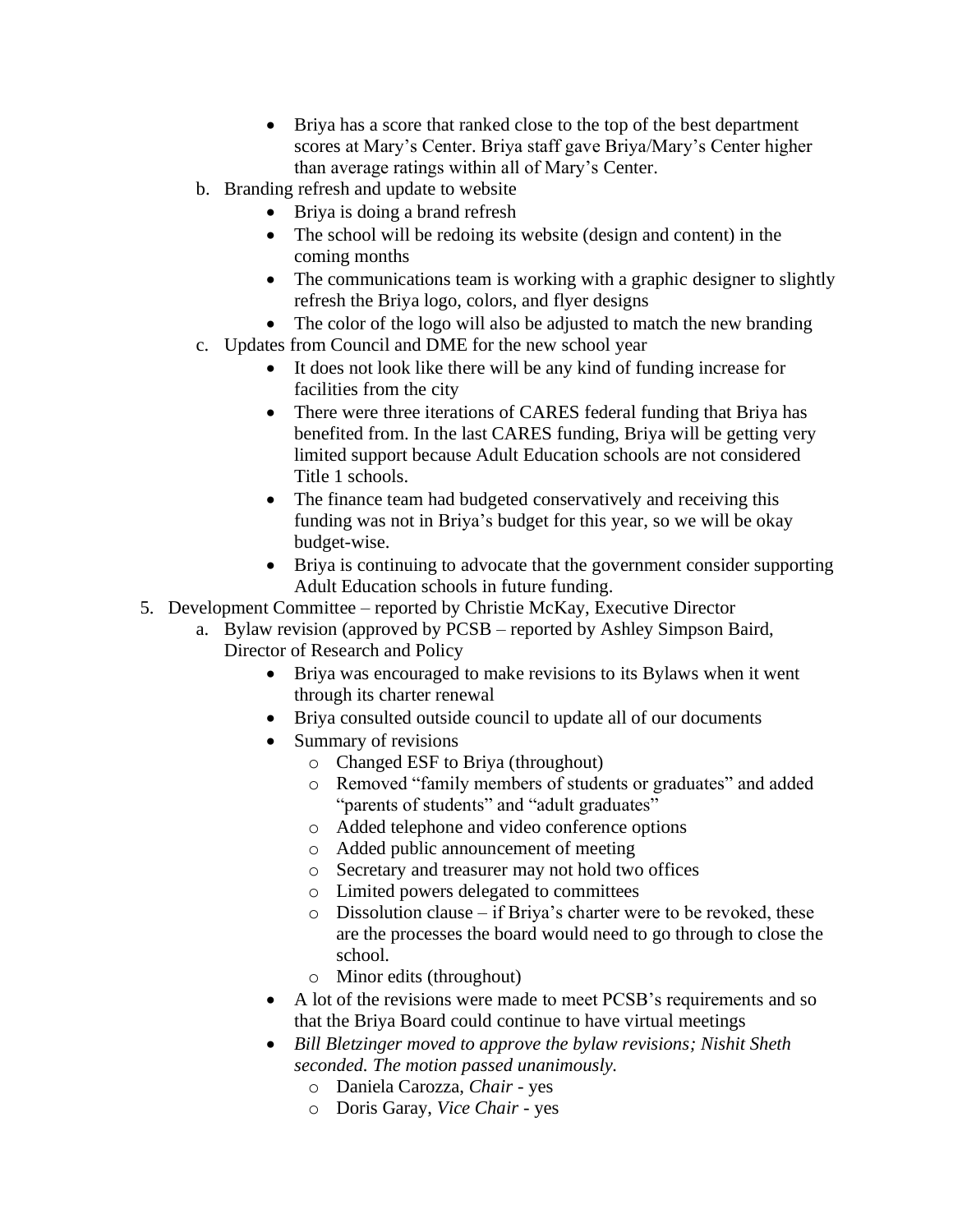- Briya has a score that ranked close to the top of the best department scores at Mary's Center. Briya staff gave Briya/Mary's Center higher than average ratings within all of Mary's Center.

b. Branding refresh and update to website
   - Briya is doing a brand refresh
   - The school will be redoing its website (design and content) in the coming months
   - The communications team is working with a graphic designer to slightly refresh the Briya logo, colors, and flyer designs
   - The color of the logo will also be adjusted to match the new branding

c. Updates from Council and DME for the new school year
   - It does not look like there will be any kind of funding increase for facilities from the city
   - There were three iterations of CARES federal funding that Briya has benefited from. In the last CARES funding, Briya will be getting very limited support because Adult Education schools are not considered Title 1 schools.
   - The finance team had budgeted conservatively and receiving this funding was not in Briya's budget for this year, so we will be okay budget-wise.
   - Briya is continuing to advocate that the government consider supporting Adult Education schools in future funding.

5. Development Committee – reported by Christie McKay, Executive Director
   a. Bylaw revision (approved by PCSB – reported by Ashley Simpson Baird, Director of Research and Policy
      - Briya was encouraged to make revisions to its Bylaws when it went through its charter renewal
      - Briya consulted outside council to update all of our documents
      - Summary of revisions
        - Changed ESF to Briya (throughout)
        - Removed "family members of students or graduates" and added "parents of students" and "adult graduates"
        - Added telephone and video conference options
        - Added public announcement of meeting
        - Secretary and treasurer may not hold two offices
        - Limited powers delegated to committees
        - Dissolution clause – if Briya's charter were to be revoked, these are the processes the board would need to go through to close the school.
        - Minor edits (throughout)
      - A lot of the revisions were made to meet PCSB's requirements and so that the Briya Board could continue to have virtual meetings
      - *Bill Bletzinger moved to approve the bylaw revisions; Nishit Sheth seconded. The motion passed unanimously.*
        - Daniela Carozza, *Chair* - yes
        - Doris Garay, *Vice Chair* - yes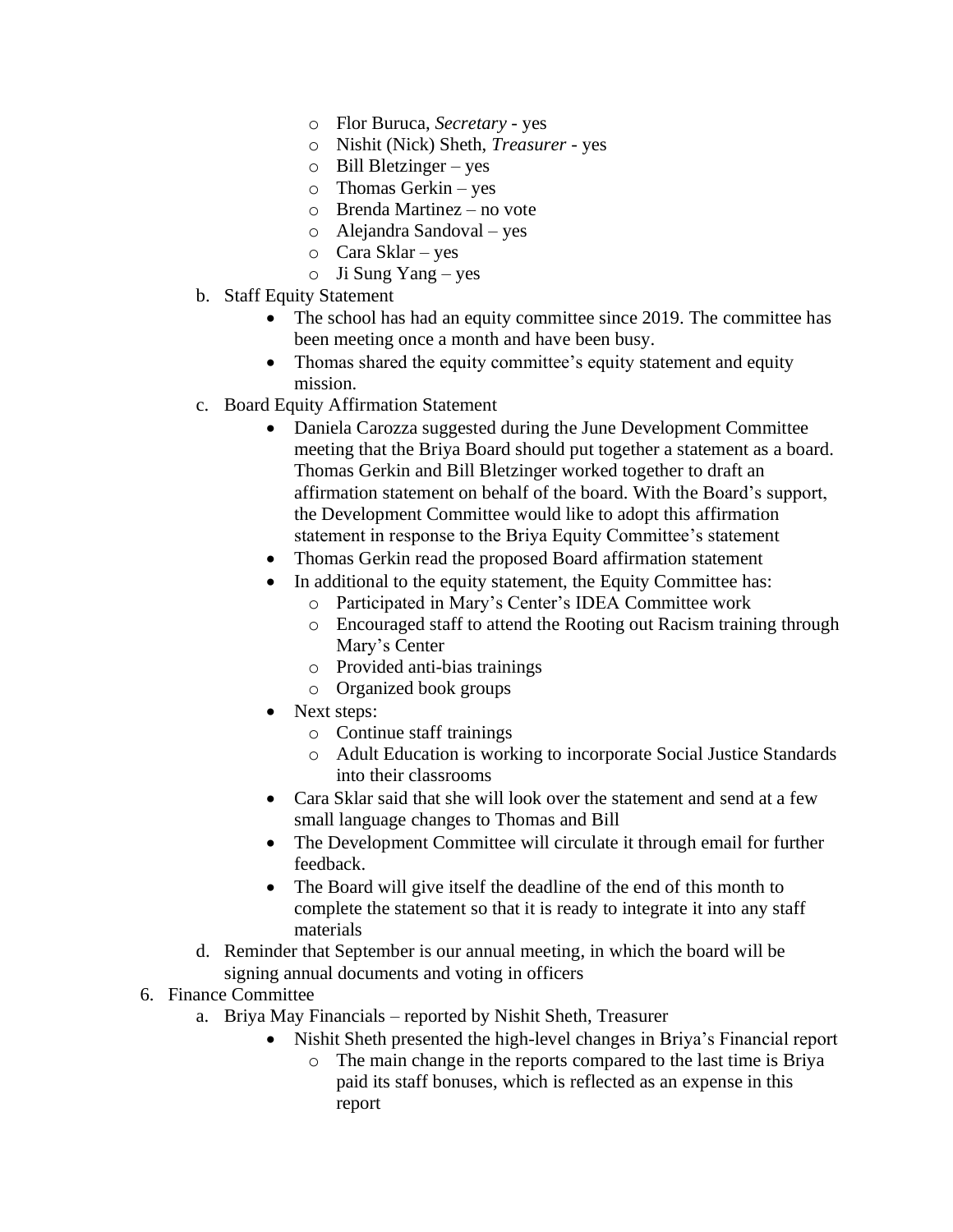- Flor Buruca, *Secretary* - yes
    - Nishit (Nick) Sheth, *Treasurer* - yes
    - Bill Bletzinger – yes
    - Thomas Gerkin – yes
    - Brenda Martinez – no vote
    - Alejandra Sandoval – yes
    - Cara Sklar – yes
    - Ji Sung Yang – yes

b. Staff Equity Statement
   - The school has had an equity committee since 2019. The committee has been meeting once a month and have been busy.
   - Thomas shared the equity committee's equity statement and equity mission.

c. Board Equity Affirmation Statement
   - Daniela Carozza suggested during the June Development Committee meeting that the Briya Board should put together a statement as a board. Thomas Gerkin and Bill Bletzinger worked together to draft an affirmation statement on behalf of the board. With the Board's support, the Development Committee would like to adopt this affirmation statement in response to the Briya Equity Committee's statement
   - Thomas Gerkin read the proposed Board affirmation statement
   - In additional to the equity statement, the Equity Committee has:
     - Participated in Mary's Center's IDEA Committee work
     - Encouraged staff to attend the Rooting out Racism training through Mary's Center
     - Provided anti-bias trainings
     - Organized book groups
   - Next steps:
     - Continue staff trainings
     - Adult Education is working to incorporate Social Justice Standards into their classrooms
   - Cara Sklar said that she will look over the statement and send at a few small language changes to Thomas and Bill
   - The Development Committee will circulate it through email for further feedback.
   - The Board will give itself the deadline of the end of this month to complete the statement so that it is ready to integrate it into any staff materials

d. Reminder that September is our annual meeting, in which the board will be signing annual documents and voting in officers

6. Finance Committee

   a. Briya May Financials – reported by Nishit Sheth, Treasurer
      - Nishit Sheth presented the high-level changes in Briya's Financial report
        - The main change in the reports compared to the last time is Briya paid its staff bonuses, which is reflected as an expense in this report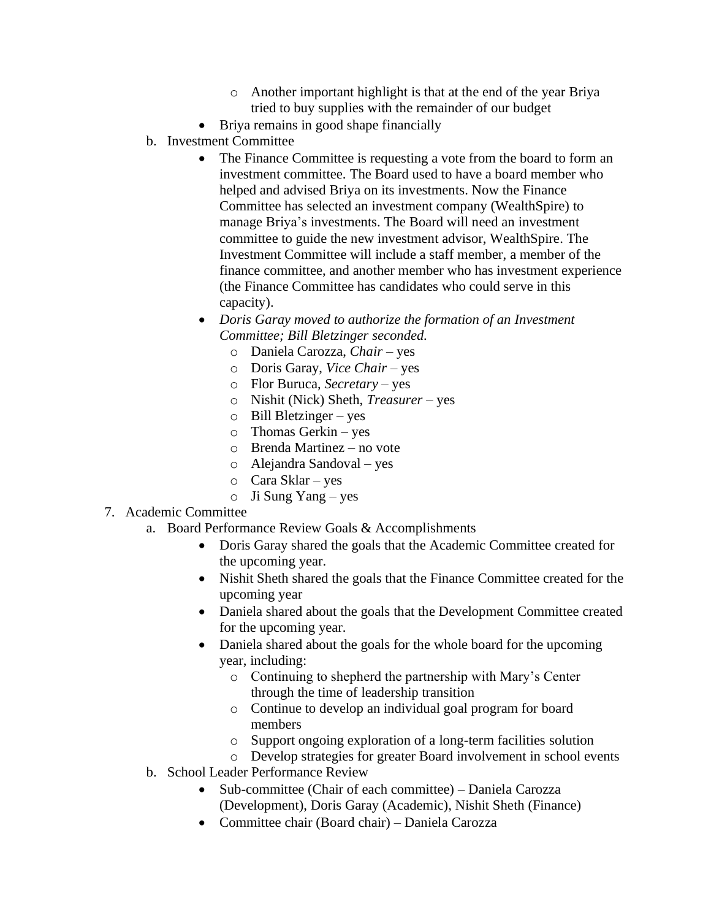- Another important highlight is that at the end of the year Briya tried to buy supplies with the remainder of our budget
  - Briya remains in good shape financially

b. Investment Committee

  - The Finance Committee is requesting a vote from the board to form an investment committee. The Board used to have a board member who helped and advised Briya on its investments. Now the Finance Committee has selected an investment company (WealthSpire) to manage Briya's investments. The Board will need an investment committee to guide the new investment advisor, WealthSpire. The Investment Committee will include a staff member, a member of the finance committee, and another member who has investment experience (the Finance Committee has candidates who could serve in this capacity).
  - *Doris Garay moved to authorize the formation of an Investment Committee; Bill Bletzinger seconded.*
    - Daniela Carozza, *Chair* – yes
    - Doris Garay, *Vice Chair* – yes
    - Flor Buruca, *Secretary* – yes
    - Nishit (Nick) Sheth, *Treasurer* – yes
    - Bill Bletzinger – yes
    - Thomas Gerkin – yes
    - Brenda Martinez – no vote
    - Alejandra Sandoval – yes
    - Cara Sklar – yes
    - Ji Sung Yang – yes

7. Academic Committee

a. Board Performance Review Goals & Accomplishments

  - Doris Garay shared the goals that the Academic Committee created for the upcoming year.
  - Nishit Sheth shared the goals that the Finance Committee created for the upcoming year
  - Daniela shared about the goals that the Development Committee created for the upcoming year.
  - Daniela shared about the goals for the whole board for the upcoming year, including:
    - Continuing to shepherd the partnership with Mary's Center through the time of leadership transition
    - Continue to develop an individual goal program for board members
    - Support ongoing exploration of a long-term facilities solution
    - Develop strategies for greater Board involvement in school events

b. School Leader Performance Review

  - Sub-committee (Chair of each committee) – Daniela Carozza (Development), Doris Garay (Academic), Nishit Sheth (Finance)
  - Committee chair (Board chair) – Daniela Carozza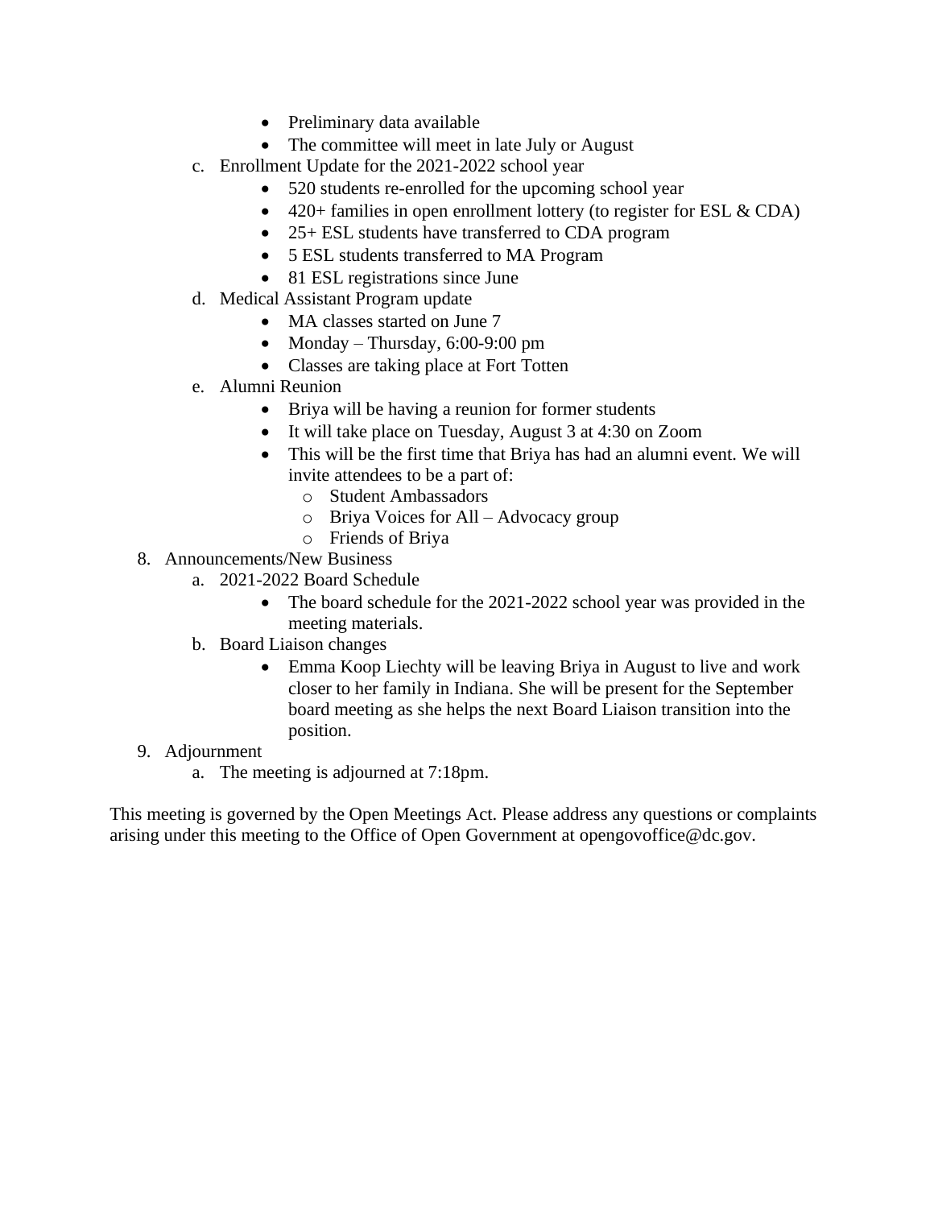- Preliminary data available
- The committee will meet in late July or August

c. Enrollment Update for the 2021-2022 school year

- 520 students re-enrolled for the upcoming school year
- 420+ families in open enrollment lottery (to register for ESL & CDA)
- 25+ ESL students have transferred to CDA program
- 5 ESL students transferred to MA Program
- 81 ESL registrations since June

d. Medical Assistant Program update

- MA classes started on June 7
- Monday – Thursday, 6:00-9:00 pm
- Classes are taking place at Fort Totten

e. Alumni Reunion

- Briya will be having a reunion for former students
- It will take place on Tuesday, August 3 at 4:30 on Zoom
- This will be the first time that Briya has had an alumni event. We will invite attendees to be a part of:
  - Student Ambassadors
  - Briya Voices for All – Advocacy group
  - Friends of Briya

8. Announcements/New Business

a. 2021-2022 Board Schedule

- The board schedule for the 2021-2022 school year was provided in the meeting materials.

b. Board Liaison changes

- Emma Koop Liechty will be leaving Briya in August to live and work closer to her family in Indiana. She will be present for the September board meeting as she helps the next Board Liaison transition into the position.

9. Adjournment

a. The meeting is adjourned at 7:18pm.

This meeting is governed by the Open Meetings Act. Please address any questions or complaints arising under this meeting to the Office of Open Government at opengovoffice@dc.gov.